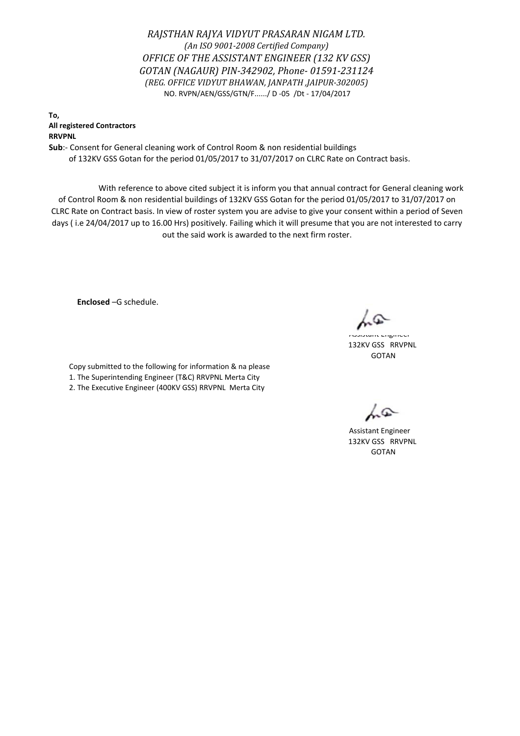*RAJSTHAN RAJYA VIDYUT PRASARAN NIGAM LTD.*
*(An ISO 9001-2008 Certified Company)*
*OFFICE OF THE ASSISTANT ENGINEER (132 KV GSS)*
*GOTAN (NAGAUR) PIN-342902, Phone- 01591-231124*
*(REG. OFFICE VIDYUT BHAWAN, JANPATH ,JAIPUR-302005)*
NO. RVPN/AEN/GSS/GTN/F....../ D -05 /Dt - 17/04/2017

**To,**
**All registered Contractors**
**RRVPNL**

**Sub**:- Consent for General cleaning work of Control Room & non residential buildings of 132KV GSS Gotan for the period 01/05/2017 to 31/07/2017 on CLRC Rate on Contract basis.

With reference to above cited subject it is inform you that annual contract for General cleaning work of Control Room & non residential buildings of 132KV GSS Gotan for the period 01/05/2017 to 31/07/2017 on CLRC Rate on Contract basis. In view of roster system you are advise to give your consent within a period of Seven days ( i.e 24/04/2017 up to 16.00 Hrs) positively. Failing which it will presume that you are not interested to carry out the said work is awarded to the next firm roster.

**Enclosed** –G schedule.

Assistant Engineer
132KV GSS RRVPNL
GOTAN

Copy submitted to the following for information & na please
1. The Superintending Engineer (T&C) RRVPNL Merta City
2. The Executive Engineer (400KV GSS) RRVPNL Merta City

Assistant Engineer
132KV GSS RRVPNL
GOTAN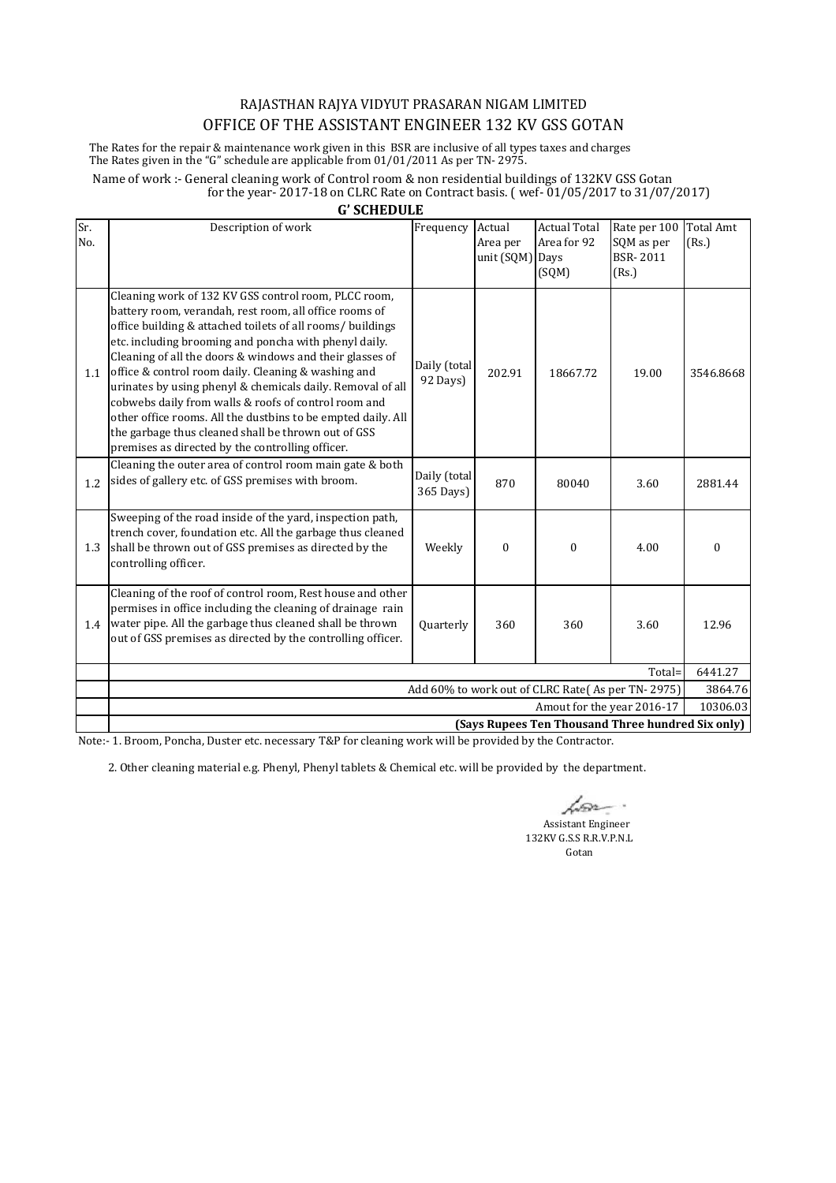RAJASTHAN RAJYA VIDYUT PRASARAN NIGAM LIMITED

## OFFICE OF THE ASSISTANT ENGINEER 132 KV GSS GOTAN

The Rates for the repair & maintenance work given in this BSR are inclusive of all types taxes and charges
The Rates given in the "G" schedule are applicable from 01/01/2011 As per TN- 2975.

Name of work :- General cleaning work of Control room & non residential buildings of 132KV GSS Gotan for the year- 2017-18 on CLRC Rate on Contract basis. ( wef- 01/05/2017 to 31/07/2017)

### G' SCHEDULE

| Sr. No. | Description of work | Frequency | Actual Area per unit (SQM) | Actual Total Area for 92 Days (SQM) | Rate per 100 SQM as per BSR- 2011 (Rs.) | Total Amt (Rs.) |
|---|---|---|---|---|---|---|
| 1.1 | Cleaning work of 132 KV GSS control room, PLCC room, battery room, verandah, rest room, all office rooms of office building & attached toilets of all rooms/ buildings etc. including brooming and poncha with phenyl daily. Cleaning of all the doors & windows and their glasses of office & control room daily. Cleaning & washing and urinates by using phenyl & chemicals daily. Removal of all cobwebs daily from walls & roofs of control room and other office rooms. All the dustbins to be empted daily. All the garbage thus cleaned shall be thrown out of GSS premises as directed by the controlling officer. | Daily (total 92 Days) | 202.91 | 18667.72 | 19.00 | 3546.8668 |
| 1.2 | Cleaning the outer area of control room main gate & both sides of gallery etc. of GSS premises with broom. | Daily (total 365 Days) | 870 | 80040 | 3.60 | 2881.44 |
| 1.3 | Sweeping of the road inside of the yard, inspection path, trench cover, foundation etc. All the garbage thus cleaned shall be thrown out of GSS premises as directed by the controlling officer. | Weekly | 0 | 0 | 4.00 | 0 |
| 1.4 | Cleaning of the roof of control room, Rest house and other permises in office including the cleaning of drainage rain water pipe. All the garbage thus cleaned shall be thrown out of GSS premises as directed by the controlling officer. | Quarterly | 360 | 360 | 3.60 | 12.96 |
| | Total= | | | | | 6441.27 |
| | Add 60% to work out of CLRC Rate( As per TN- 2975) | | | | | 3864.76 |
| | Amout for the year 2016-17 | | | | | 10306.03 |
| | **(Says Rupees Ten Thousand Three hundred Six only)** | | | | | |

Note:- 1. Broom, Poncha, Duster etc. necessary T&P for cleaning work will be provided by the Contractor.

2. Other cleaning material e.g. Phenyl, Phenyl tablets & Chemical etc. will be provided by the department.

Assistant Engineer
132KV G.S.S R.R.V.P.N.L
Gotan